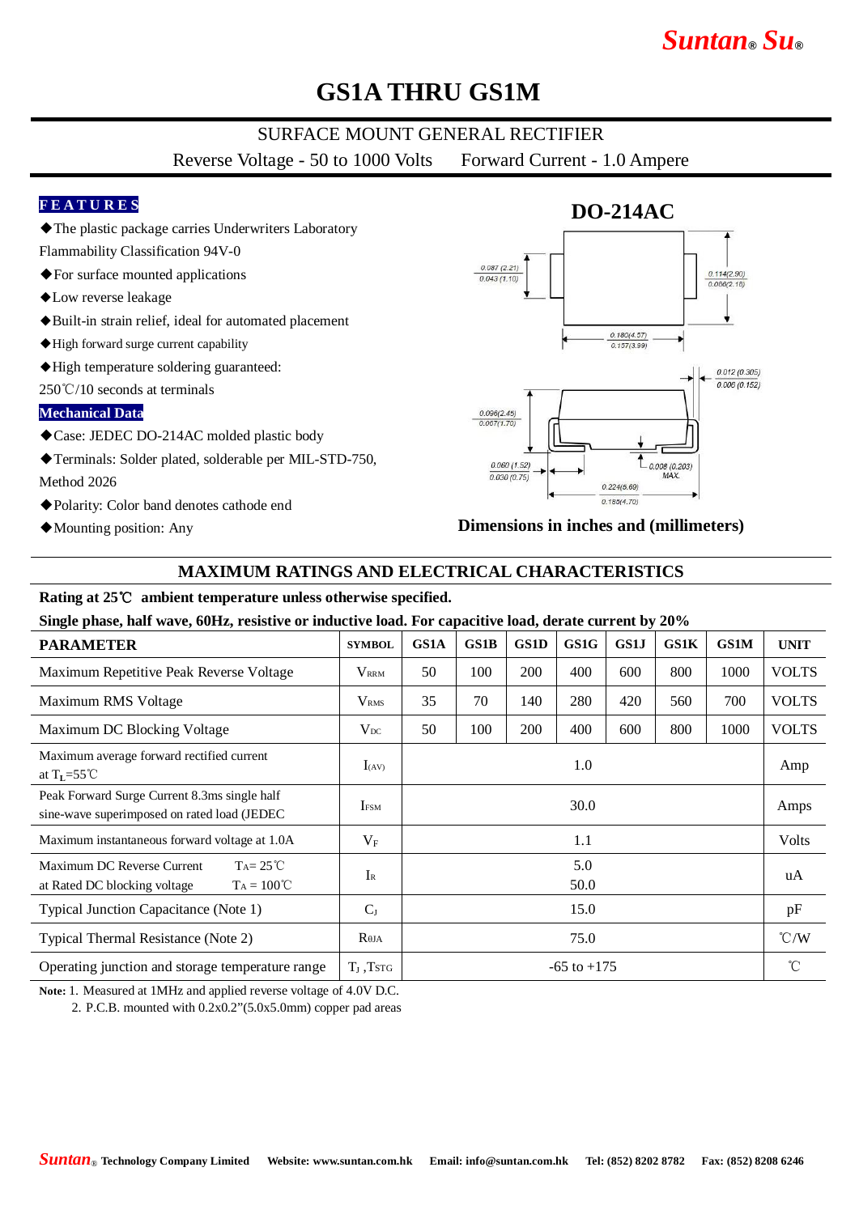# GS1A THRU GS1M

SURFACE MOUNT GENERAL RECTIFIER

Reverse Voltage - 50 to 1000 Volts     Forward Current - 1.0 Ampere

**FEATURES**

- ◆The plastic package carries Underwriters Laboratory Flammability Classification 94V-0
- ◆For surface mounted applications
- ◆Low reverse leakage
- ◆Built-in strain relief, ideal for automated placement
- ◆High forward surge current capability
- ◆High temperature soldering guaranteed: 250℃/10 seconds at terminals

**Mechanical Data**

- ◆Case: JEDEC DO-214AC molded plastic body
- ◆Terminals: Solder plated, solderable per MIL-STD-750, Method 2026
- ◆Polarity: Color band denotes cathode end
- ◆Mounting position: Any

**DO-214AC**

0.087 (2.21) / 0.043 (1.10)
0.114(2.90) / 0.086(2.18)
0.180(4.57) / 0.157(3.99)
0.012 (0.305) / 0.006 (0.152)
0.096(2.45) / 0.067(1.70)
0.060 (1.52) / 0.030 (0.75)
0.008 (0.203) MAX.
0.224(5.69) / 0.185(4.70)

**Dimensions in inches and (millimeters)**

## MAXIMUM RATINGS AND ELECTRICAL CHARACTERISTICS

**Rating at 25℃ ambient temperature unless otherwise specified.**

**Single phase, half wave, 60Hz, resistive or inductive load. For capacitive load, derate current by 20%**

| PARAMETER | SYMBOL | GS1A | GS1B | GS1D | GS1G | GS1J | GS1K | GS1M | UNIT |
|---|---|---|---|---|---|---|---|---|---|
| Maximum Repetitive Peak Reverse Voltage | $V_{RRM}$ | 50 | 100 | 200 | 400 | 600 | 800 | 1000 | VOLTS |
| Maximum RMS Voltage | $V_{RMS}$ | 35 | 70 | 140 | 280 | 420 | 560 | 700 | VOLTS |
| Maximum DC Blocking Voltage | $V_{DC}$ | 50 | 100 | 200 | 400 | 600 | 800 | 1000 | VOLTS |
| Maximum average forward rectified current at $T_L$=55℃ | $I_{(AV)}$ | 1.0 | | | | | | | Amp |
| Peak Forward Surge Current 8.3ms single half sine-wave superimposed on rated load (JEDEC | $I_{FSM}$ | 30.0 | | | | | | | Amps |
| Maximum instantaneous forward voltage at 1.0A | $V_F$ | 1.1 | | | | | | | Volts |
| Maximum DC Reverse Current at Rated DC blocking voltage $T_A$= 25℃ / $T_A$ = 100℃ | $I_R$ | 5.0 / 50.0 | | | | | | | uA |
| Typical Junction Capacitance (Note 1) | $C_J$ | 15.0 | | | | | | | pF |
| Typical Thermal Resistance (Note 2) | $R_{\theta JA}$ | 75.0 | | | | | | | ℃/W |
| Operating junction and storage temperature range | $T_J$ ,$T_{STG}$ | -65 to +175 | | | | | | | ℃ |

**Note:** 1. Measured at 1MHz and applied reverse voltage of 4.0V D.C.
2. P.C.B. mounted with 0.2x0.2"(5.0x5.0mm) copper pad areas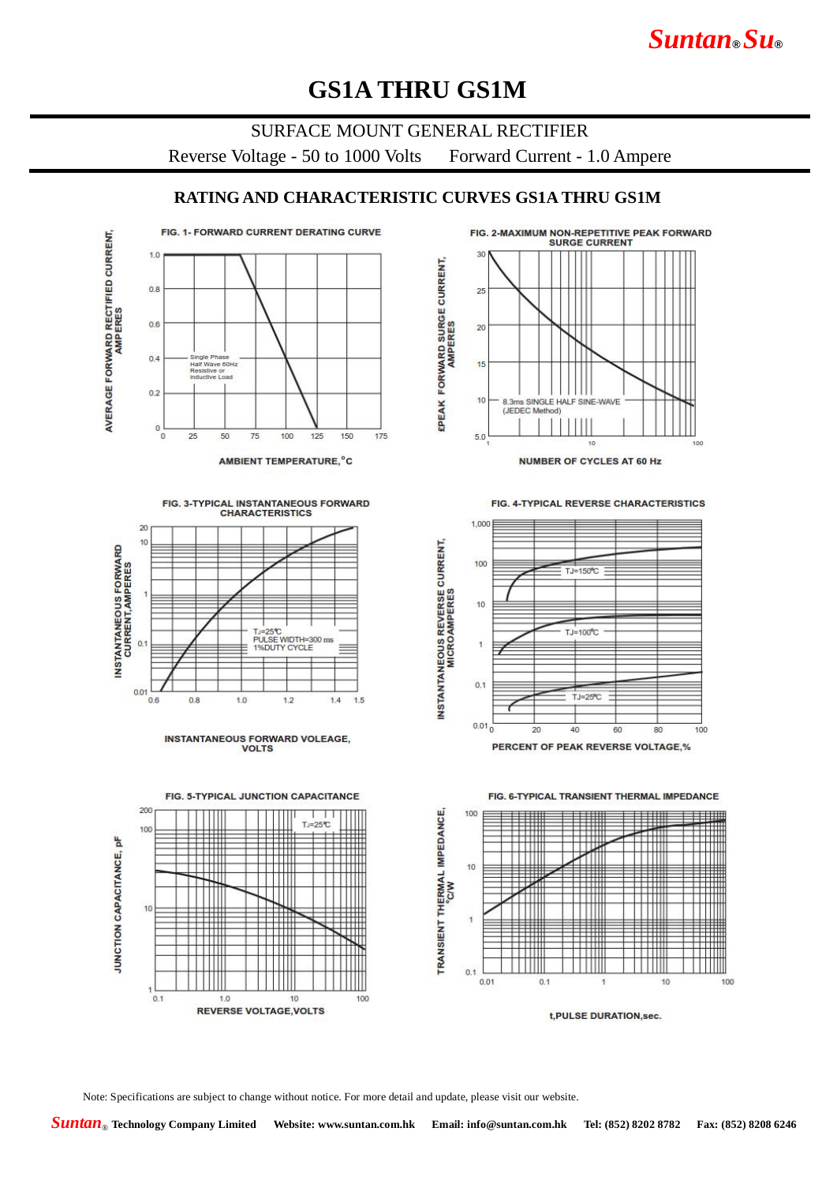# GS1A THRU GS1M

SURFACE MOUNT GENERAL RECTIFIER

Reverse Voltage - 50 to 1000 Volts    Forward Current - 1.0 Ampere

## RATING AND CHARACTERISTIC CURVES GS1A THRU GS1M

**FIG. 1- FORWARD CURRENT DERATING CURVE**

AVERAGE FORWARD RECTIFIED CURRENT, AMPERES

1.0
0.8
0.6
0.4
0.2
0

0 25 50 75 100 125 150 175

Single Phase
Half Wave 60Hz
Resistive or
Inductive Load

AMBIENT TEMPERATURE,°C

**FIG. 2-MAXIMUM NON-REPETITIVE PEAK FORWARD SURGE CURRENT**

£PEAK FORWARD SURGE CURRENT, AMPERES

30
25
20
15
10
5.0

1 10 100

8.3ms SINGLE HALF SINE-WAVE
(JEDEC Method)

NUMBER OF CYCLES AT 60 Hz

**FIG. 3-TYPICAL INSTANTANEOUS FORWARD CHARACTERISTICS**

INSTANTANEOUS FORWARD CURRENT,AMPERES

20
10
1
0.1
0.01

0.6 0.8 1.0 1.2 1.4 1.5

$T_J$=25℃
PULSE WIDTH=300 ms
1%DUTY CYCLE

INSTANTANEOUS FORWARD VOLEAGE, VOLTS

**FIG. 4-TYPICAL REVERSE CHARACTERISTICS**

INSTANTANEOUS REVERSE CURRENT, MICROAMPERES

1,000
100
10
1
0.1
0.01

0 20 40 60 80 100

TJ=150℃
TJ=100℃
TJ=25℃

PERCENT OF PEAK REVERSE VOLTAGE,%

**FIG. 5-TYPICAL JUNCTION CAPACITANCE**

JUNCTION CAPACITANCE, pF

200
100
10
1

0.1 1.0 10 100

$T_J$=25℃

REVERSE VOLTAGE,VOLTS

**FIG. 6-TYPICAL TRANSIENT THERMAL IMPEDANCE**

TRANSIENT THERMAL IMPEDANCE, °C/W

100
10
1
0.1

0.01 0.1 1 10 100

t,PULSE DURATION,sec.

Note: Specifications are subject to change without notice. For more detail and update, please visit our website.

Suntan® Technology Company Limited    Website: www.suntan.com.hk    Email: info@suntan.com.hk    Tel: (852) 8202 8782    Fax: (852) 8208 6246